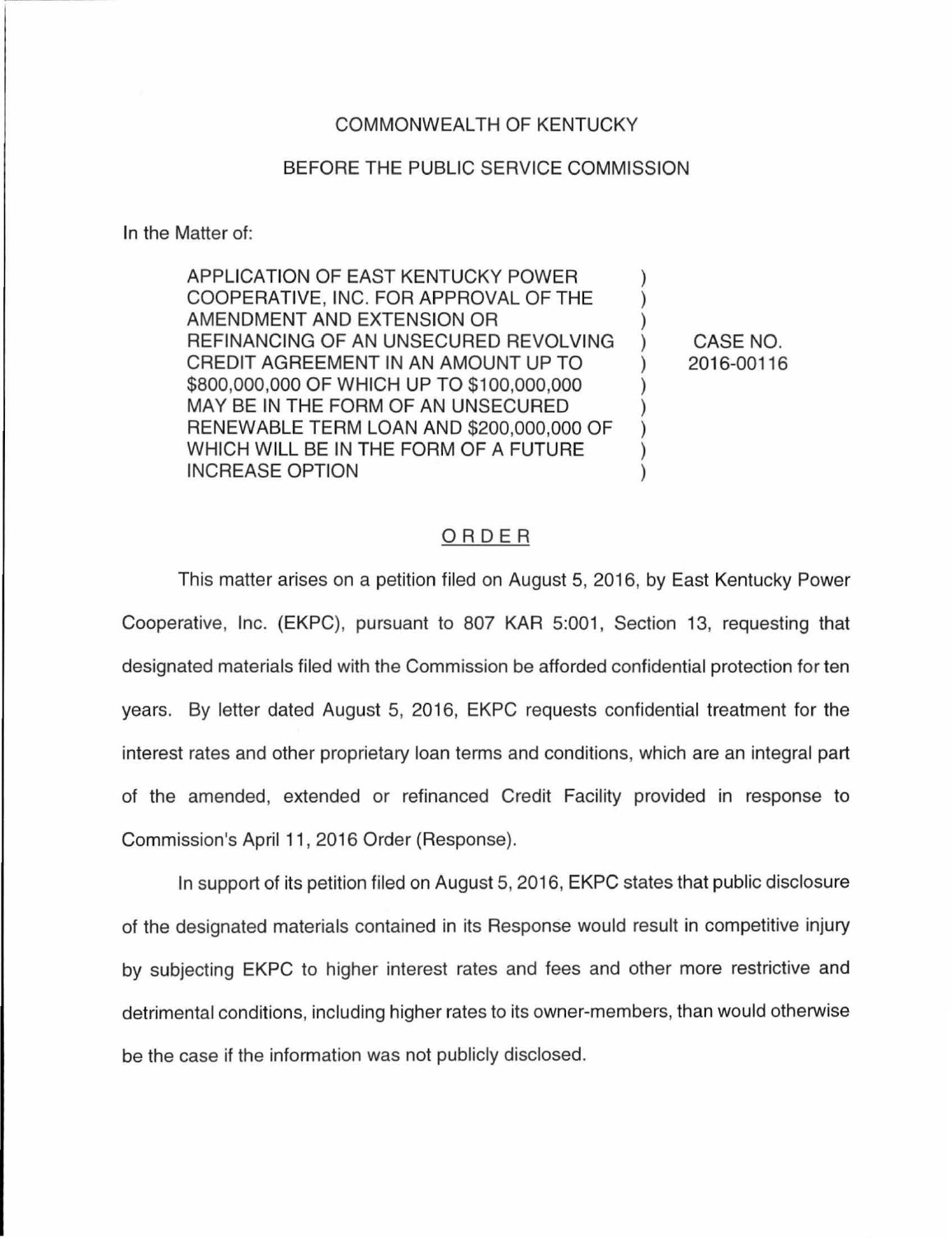COMMONWEALTH OF KENTUCKY

BEFORE THE PUBLIC SERVICE COMMISSION

In the Matter of:

| | | |
|---|---|---|
| APPLICATION OF EAST KENTUCKY POWER COOPERATIVE, INC. FOR APPROVAL OF THE AMENDMENT AND EXTENSION OR REFINANCING OF AN UNSECURED REVOLVING CREDIT AGREEMENT IN AN AMOUNT UP TO $800,000,000 OF WHICH UP TO $100,000,000 MAY BE IN THE FORM OF AN UNSECURED RENEWABLE TERM LOAN AND $200,000,000 OF WHICH WILL BE IN THE FORM OF A FUTURE INCREASE OPTION | ) | CASE NO. 2016-00116 |

## ORDER

This matter arises on a petition filed on August 5, 2016, by East Kentucky Power Cooperative, Inc. (EKPC), pursuant to 807 KAR 5:001, Section 13, requesting that designated materials filed with the Commission be afforded confidential protection for ten years. By letter dated August 5, 2016, EKPC requests confidential treatment for the interest rates and other proprietary loan terms and conditions, which are an integral part of the amended, extended or refinanced Credit Facility provided in response to Commission's April 11, 2016 Order (Response).

In support of its petition filed on August 5, 2016, EKPC states that public disclosure of the designated materials contained in its Response would result in competitive injury by subjecting EKPC to higher interest rates and fees and other more restrictive and detrimental conditions, including higher rates to its owner-members, than would otherwise be the case if the information was not publicly disclosed.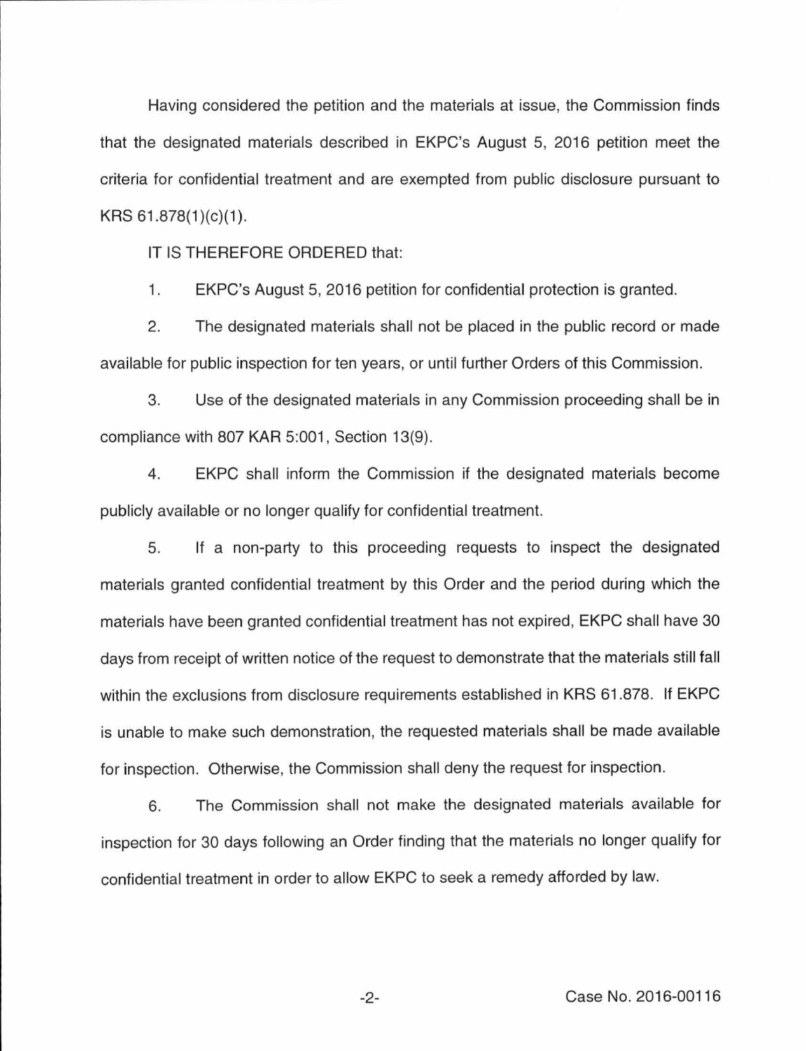Having considered the petition and the materials at issue, the Commission finds that the designated materials described in EKPC's August 5, 2016 petition meet the criteria for confidential treatment and are exempted from public disclosure pursuant to KRS 61.878(1)(c)(1).

IT IS THEREFORE ORDERED that:

1. EKPC's August 5, 2016 petition for confidential protection is granted.

2. The designated materials shall not be placed in the public record or made available for public inspection for ten years, or until further Orders of this Commission.

3. Use of the designated materials in any Commission proceeding shall be in compliance with 807 KAR 5:001, Section 13(9).

4. EKPC shall inform the Commission if the designated materials become publicly available or no longer qualify for confidential treatment.

5. If a non-party to this proceeding requests to inspect the designated materials granted confidential treatment by this Order and the period during which the materials have been granted confidential treatment has not expired, EKPC shall have 30 days from receipt of written notice of the request to demonstrate that the materials still fall within the exclusions from disclosure requirements established in KRS 61.878. If EKPC is unable to make such demonstration, the requested materials shall be made available for inspection. Otherwise, the Commission shall deny the request for inspection.

6. The Commission shall not make the designated materials available for inspection for 30 days following an Order finding that the materials no longer qualify for confidential treatment in order to allow EKPC to seek a remedy afforded by law.

Case No. 2016-00116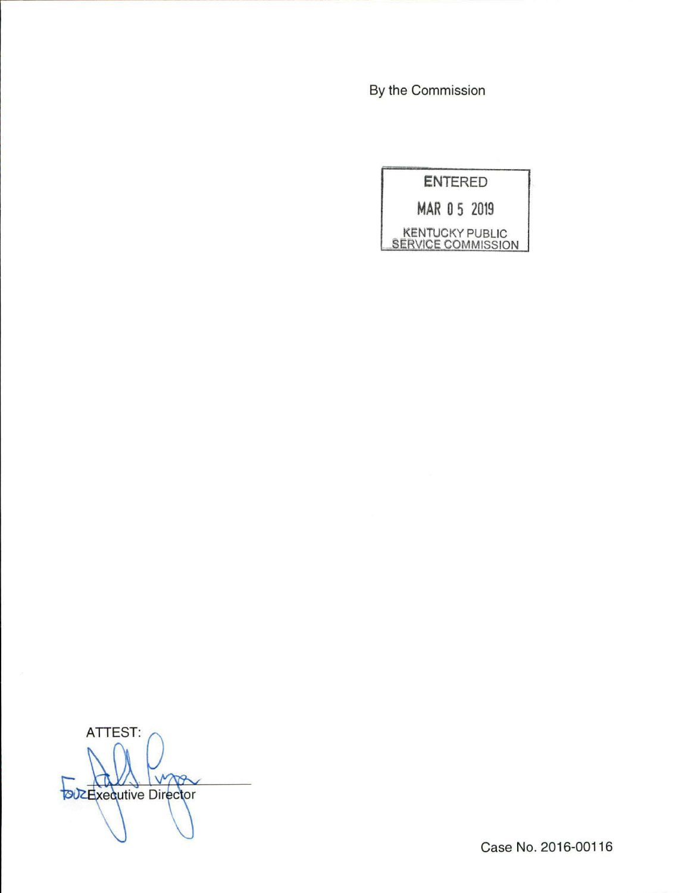By the Commission

ENTERED

MAR 05 2019

KENTUCKY PUBLIC SERVICE COMMISSION

ATTEST:

For Executive Director

Case No. 2016-00116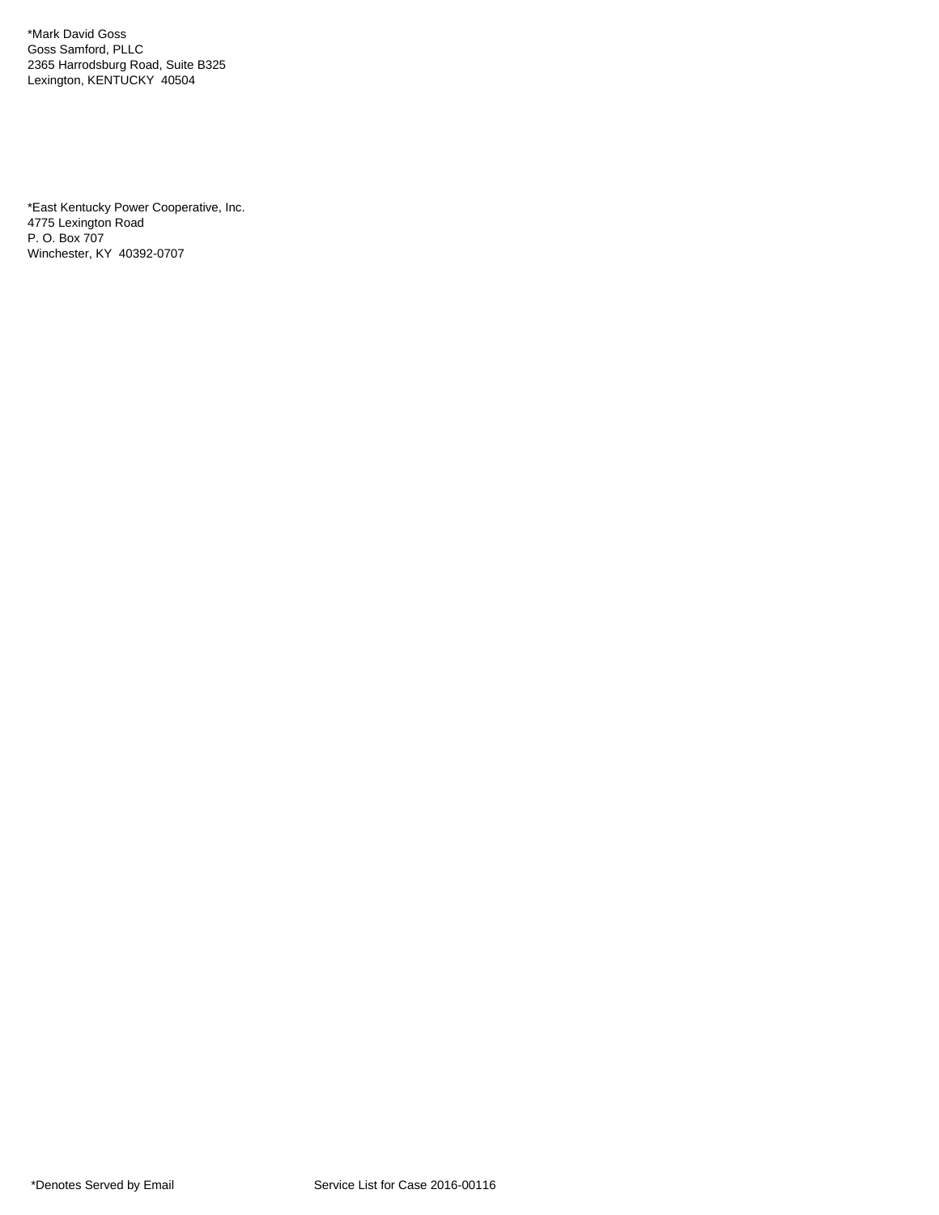*Mark David Goss
Goss Samford, PLLC
2365 Harrodsburg Road, Suite B325
Lexington, KENTUCKY  40504

*East Kentucky Power Cooperative, Inc.
4775 Lexington Road
P. O. Box 707
Winchester, KY  40392-0707

*Denotes Served by Email

Service List for Case 2016-00116